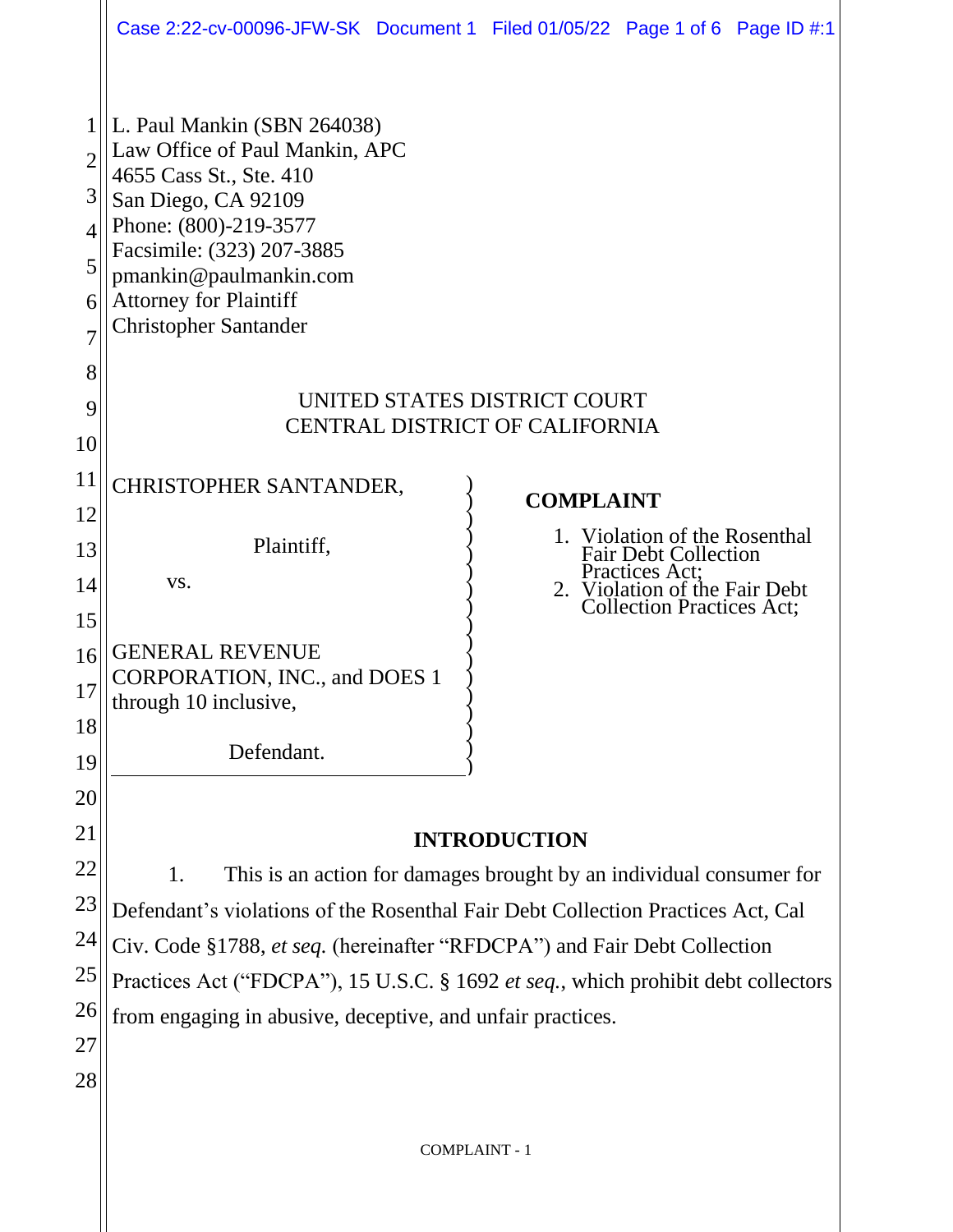L. Paul Mankin (SBN 264038)
Law Office of Paul Mankin, APC
4655 Cass St., Ste. 410
San Diego, CA 92109
Phone: (800)-219-3577
Facsimile: (323) 207-3885
pmankin@paulmankin.com
Attorney for Plaintiff
Christopher Santander

UNITED STATES DISTRICT COURT
CENTRAL DISTRICT OF CALIFORNIA

CHRISTOPHER SANTANDER,

Plaintiff,

vs.

GENERAL REVENUE CORPORATION, INC., and DOES 1 through 10 inclusive,

Defendant.

**COMPLAINT**

1. Violation of the Rosenthal Fair Debt Collection Practices Act;
2. Violation of the Fair Debt Collection Practices Act;

## INTRODUCTION

1. This is an action for damages brought by an individual consumer for Defendant's violations of the Rosenthal Fair Debt Collection Practices Act, Cal Civ. Code §1788, *et seq.* (hereinafter "RFDCPA") and Fair Debt Collection Practices Act ("FDCPA"), 15 U.S.C. § 1692 *et seq.*, which prohibit debt collectors from engaging in abusive, deceptive, and unfair practices.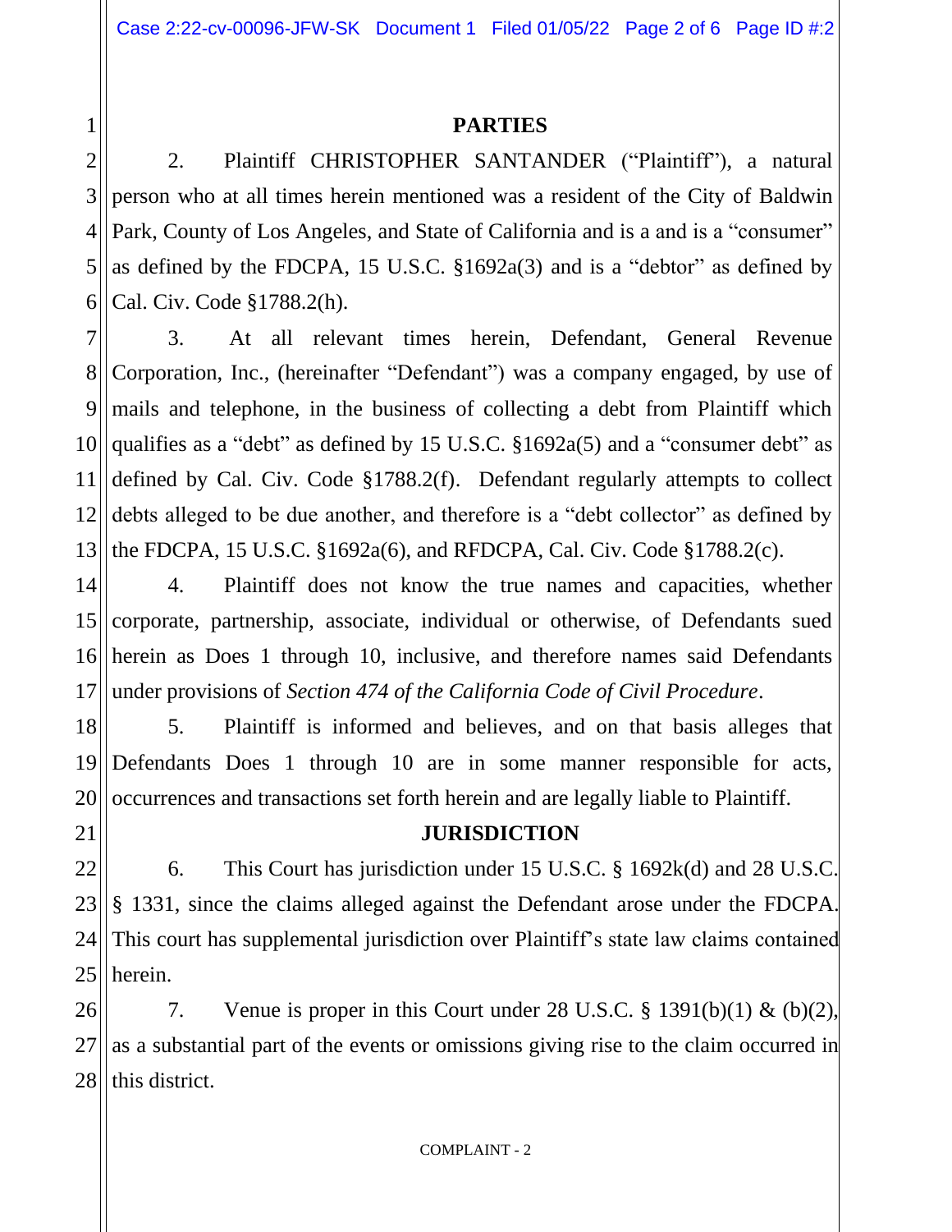## PARTIES

2. Plaintiff CHRISTOPHER SANTANDER ("Plaintiff"), a natural person who at all times herein mentioned was a resident of the City of Baldwin Park, County of Los Angeles, and State of California and is a and is a "consumer" as defined by the FDCPA, 15 U.S.C. §1692a(3) and is a "debtor" as defined by Cal. Civ. Code §1788.2(h).

3. At all relevant times herein, Defendant, General Revenue Corporation, Inc., (hereinafter "Defendant") was a company engaged, by use of mails and telephone, in the business of collecting a debt from Plaintiff which qualifies as a "debt" as defined by 15 U.S.C. §1692a(5) and a "consumer debt" as defined by Cal. Civ. Code §1788.2(f). Defendant regularly attempts to collect debts alleged to be due another, and therefore is a "debt collector" as defined by the FDCPA, 15 U.S.C. §1692a(6), and RFDCPA, Cal. Civ. Code §1788.2(c).

4. Plaintiff does not know the true names and capacities, whether corporate, partnership, associate, individual or otherwise, of Defendants sued herein as Does 1 through 10, inclusive, and therefore names said Defendants under provisions of *Section 474 of the California Code of Civil Procedure*.

5. Plaintiff is informed and believes, and on that basis alleges that Defendants Does 1 through 10 are in some manner responsible for acts, occurrences and transactions set forth herein and are legally liable to Plaintiff.

## JURISDICTION

6. This Court has jurisdiction under 15 U.S.C. § 1692k(d) and 28 U.S.C. § 1331, since the claims alleged against the Defendant arose under the FDCPA. This court has supplemental jurisdiction over Plaintiff's state law claims contained herein.

7. Venue is proper in this Court under 28 U.S.C. § 1391(b)(1) & (b)(2), as a substantial part of the events or omissions giving rise to the claim occurred in this district.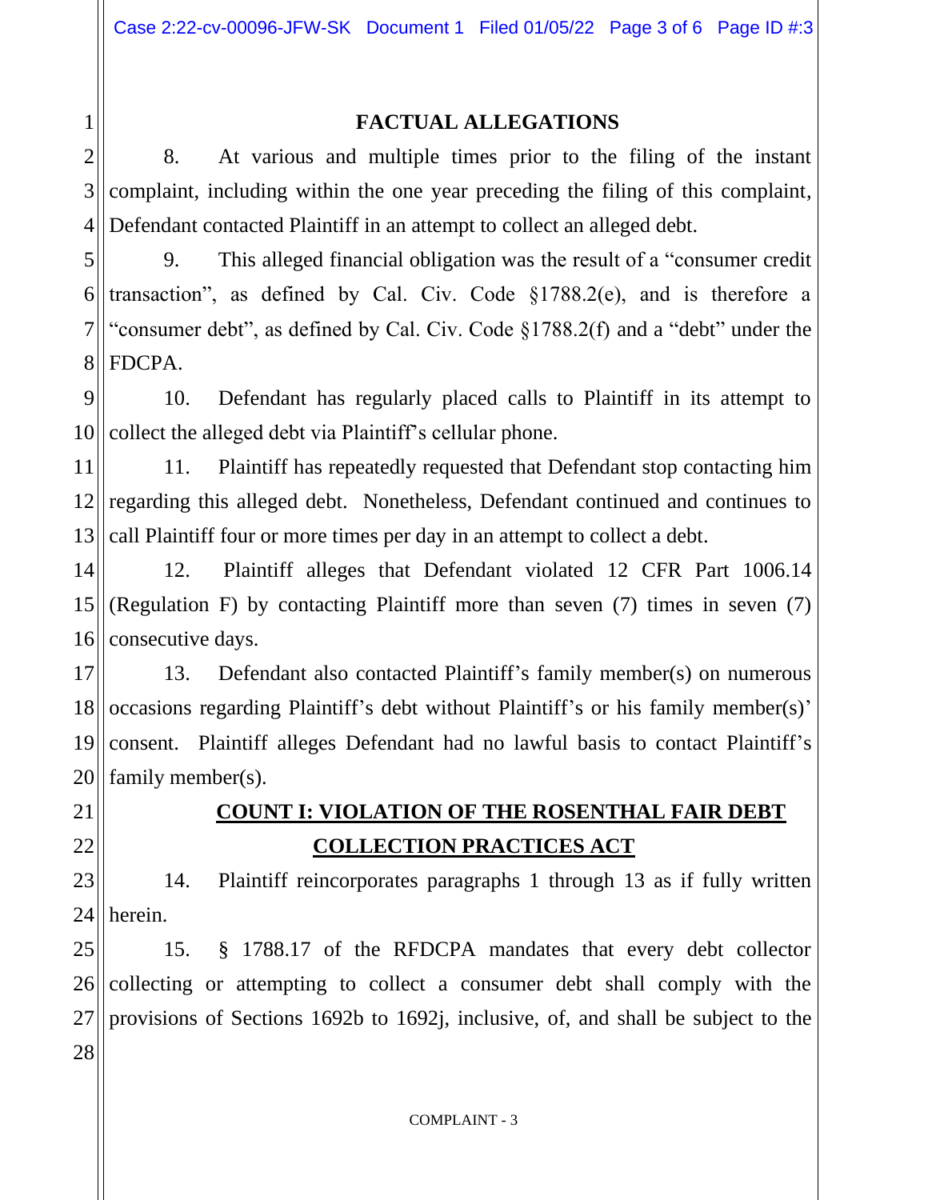## FACTUAL ALLEGATIONS

8. At various and multiple times prior to the filing of the instant complaint, including within the one year preceding the filing of this complaint, Defendant contacted Plaintiff in an attempt to collect an alleged debt.

9. This alleged financial obligation was the result of a "consumer credit transaction", as defined by Cal. Civ. Code §1788.2(e), and is therefore a "consumer debt", as defined by Cal. Civ. Code §1788.2(f) and a "debt" under the FDCPA.

10. Defendant has regularly placed calls to Plaintiff in its attempt to collect the alleged debt via Plaintiff's cellular phone.

11. Plaintiff has repeatedly requested that Defendant stop contacting him regarding this alleged debt. Nonetheless, Defendant continued and continues to call Plaintiff four or more times per day in an attempt to collect a debt.

12. Plaintiff alleges that Defendant violated 12 CFR Part 1006.14 (Regulation F) by contacting Plaintiff more than seven (7) times in seven (7) consecutive days.

13. Defendant also contacted Plaintiff's family member(s) on numerous occasions regarding Plaintiff's debt without Plaintiff's or his family member(s)' consent. Plaintiff alleges Defendant had no lawful basis to contact Plaintiff's family member(s).

## COUNT I: VIOLATION OF THE ROSENTHAL FAIR DEBT COLLECTION PRACTICES ACT

14. Plaintiff reincorporates paragraphs 1 through 13 as if fully written herein.

15. § 1788.17 of the RFDCPA mandates that every debt collector collecting or attempting to collect a consumer debt shall comply with the provisions of Sections 1692b to 1692j, inclusive, of, and shall be subject to the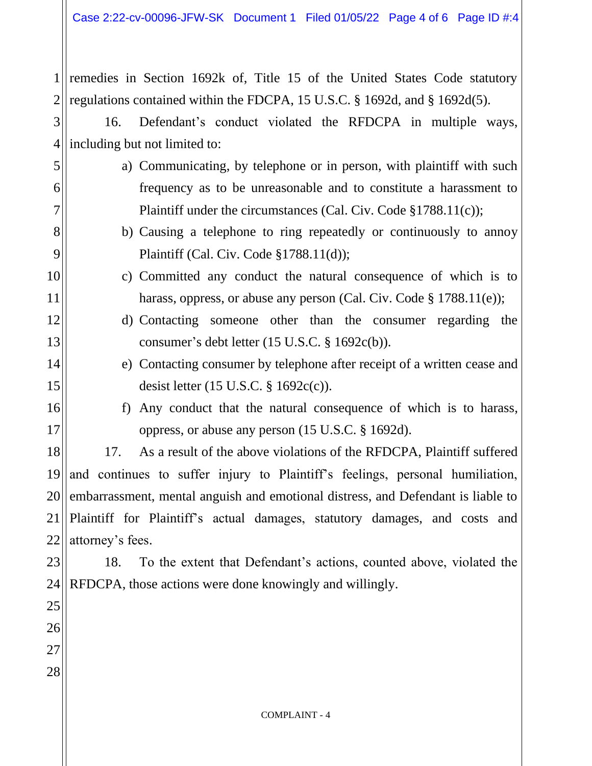remedies in Section 1692k of, Title 15 of the United States Code statutory regulations contained within the FDCPA, 15 U.S.C. § 1692d, and § 1692d(5).

16. Defendant's conduct violated the RFDCPA in multiple ways, including but not limited to:

a) Communicating, by telephone or in person, with plaintiff with such frequency as to be unreasonable and to constitute a harassment to Plaintiff under the circumstances (Cal. Civ. Code §1788.11(c));

b) Causing a telephone to ring repeatedly or continuously to annoy Plaintiff (Cal. Civ. Code §1788.11(d));

c) Committed any conduct the natural consequence of which is to harass, oppress, or abuse any person (Cal. Civ. Code § 1788.11(e));

d) Contacting someone other than the consumer regarding the consumer's debt letter (15 U.S.C. § 1692c(b)).

e) Contacting consumer by telephone after receipt of a written cease and desist letter (15 U.S.C. § 1692c(c)).

f) Any conduct that the natural consequence of which is to harass, oppress, or abuse any person (15 U.S.C. § 1692d).

17. As a result of the above violations of the RFDCPA, Plaintiff suffered and continues to suffer injury to Plaintiff's feelings, personal humiliation, embarrassment, mental anguish and emotional distress, and Defendant is liable to Plaintiff for Plaintiff's actual damages, statutory damages, and costs and attorney's fees.

18. To the extent that Defendant's actions, counted above, violated the RFDCPA, those actions were done knowingly and willingly.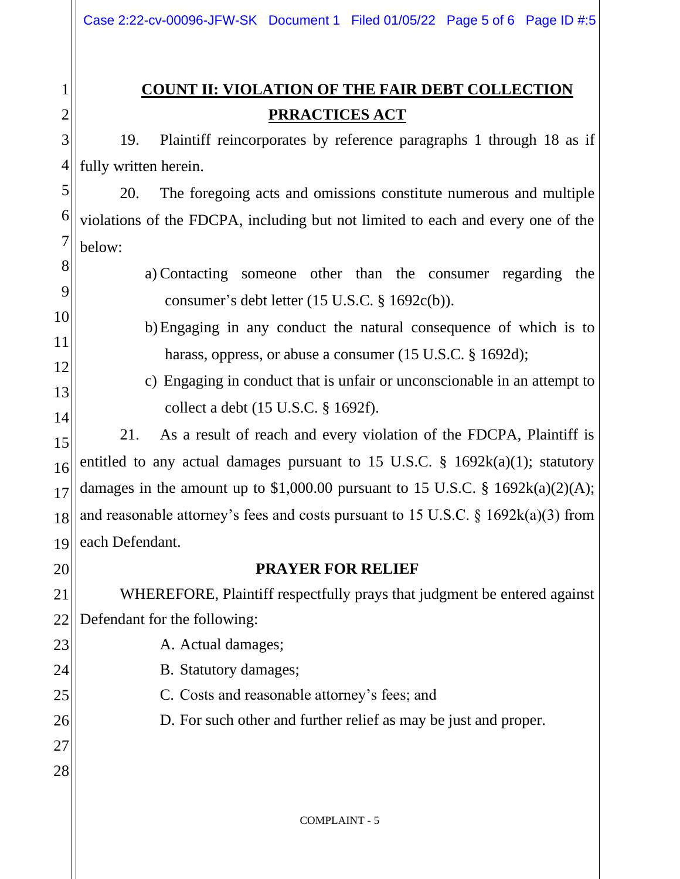## COUNT II: VIOLATION OF THE FAIR DEBT COLLECTION PRRACTICES ACT

19. Plaintiff reincorporates by reference paragraphs 1 through 18 as if fully written herein.

20. The foregoing acts and omissions constitute numerous and multiple violations of the FDCPA, including but not limited to each and every one of the below:

a) Contacting someone other than the consumer regarding the consumer's debt letter (15 U.S.C. § 1692c(b)).

b) Engaging in any conduct the natural consequence of which is to harass, oppress, or abuse a consumer (15 U.S.C. § 1692d);

c) Engaging in conduct that is unfair or unconscionable in an attempt to collect a debt (15 U.S.C. § 1692f).

21. As a result of reach and every violation of the FDCPA, Plaintiff is entitled to any actual damages pursuant to 15 U.S.C. § 1692k(a)(1); statutory damages in the amount up to $1,000.00 pursuant to 15 U.S.C. § 1692k(a)(2)(A); and reasonable attorney's fees and costs pursuant to 15 U.S.C. § 1692k(a)(3) from each Defendant.

## PRAYER FOR RELIEF

WHEREFORE, Plaintiff respectfully prays that judgment be entered against Defendant for the following:

A. Actual damages;

B. Statutory damages;

C. Costs and reasonable attorney's fees; and

D. For such other and further relief as may be just and proper.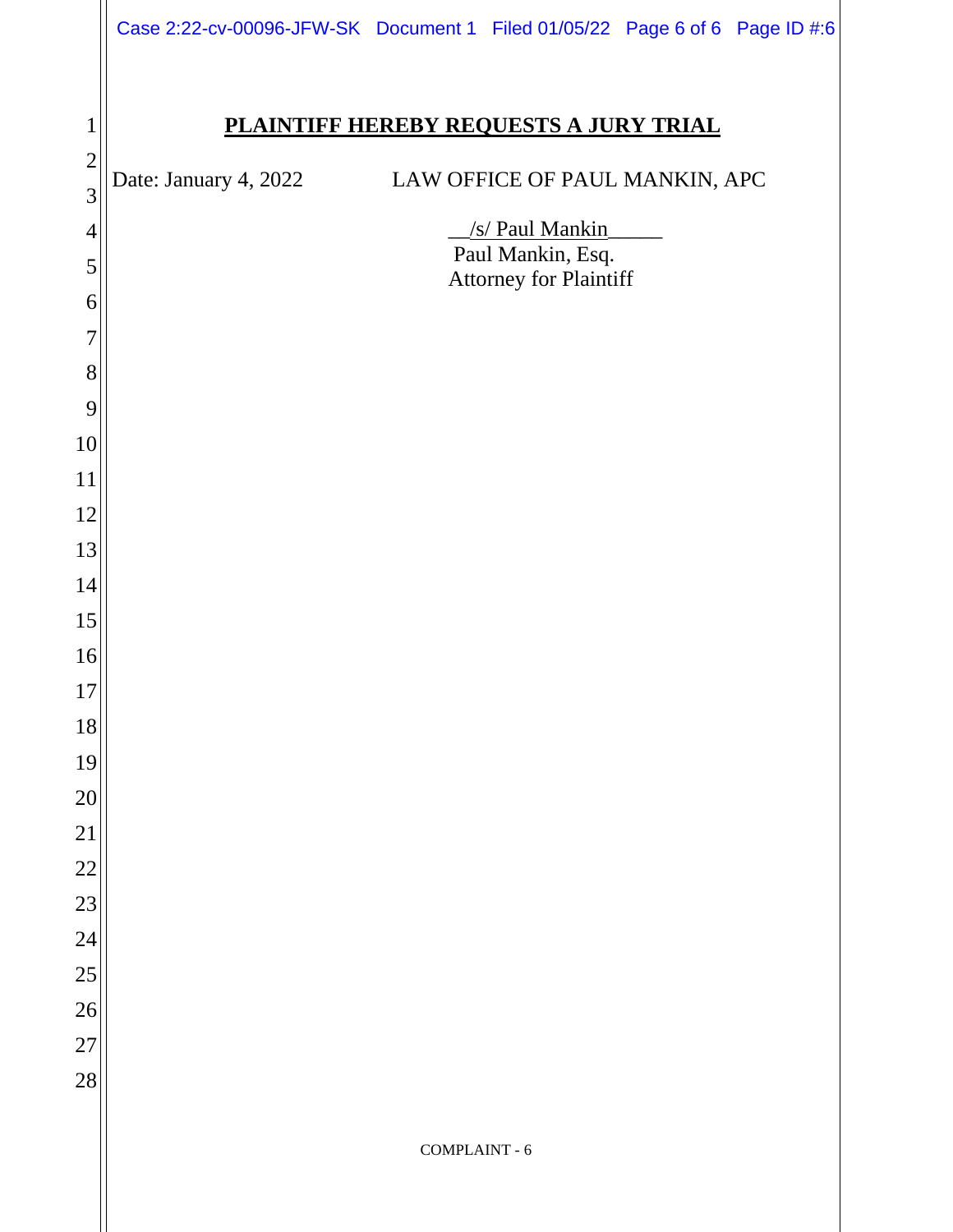**PLAINTIFF HEREBY REQUESTS A JURY TRIAL**

Date: January 4, 2022 LAW OFFICE OF PAUL MANKIN, APC

/s/ Paul Mankin
Paul Mankin, Esq.
Attorney for Plaintiff